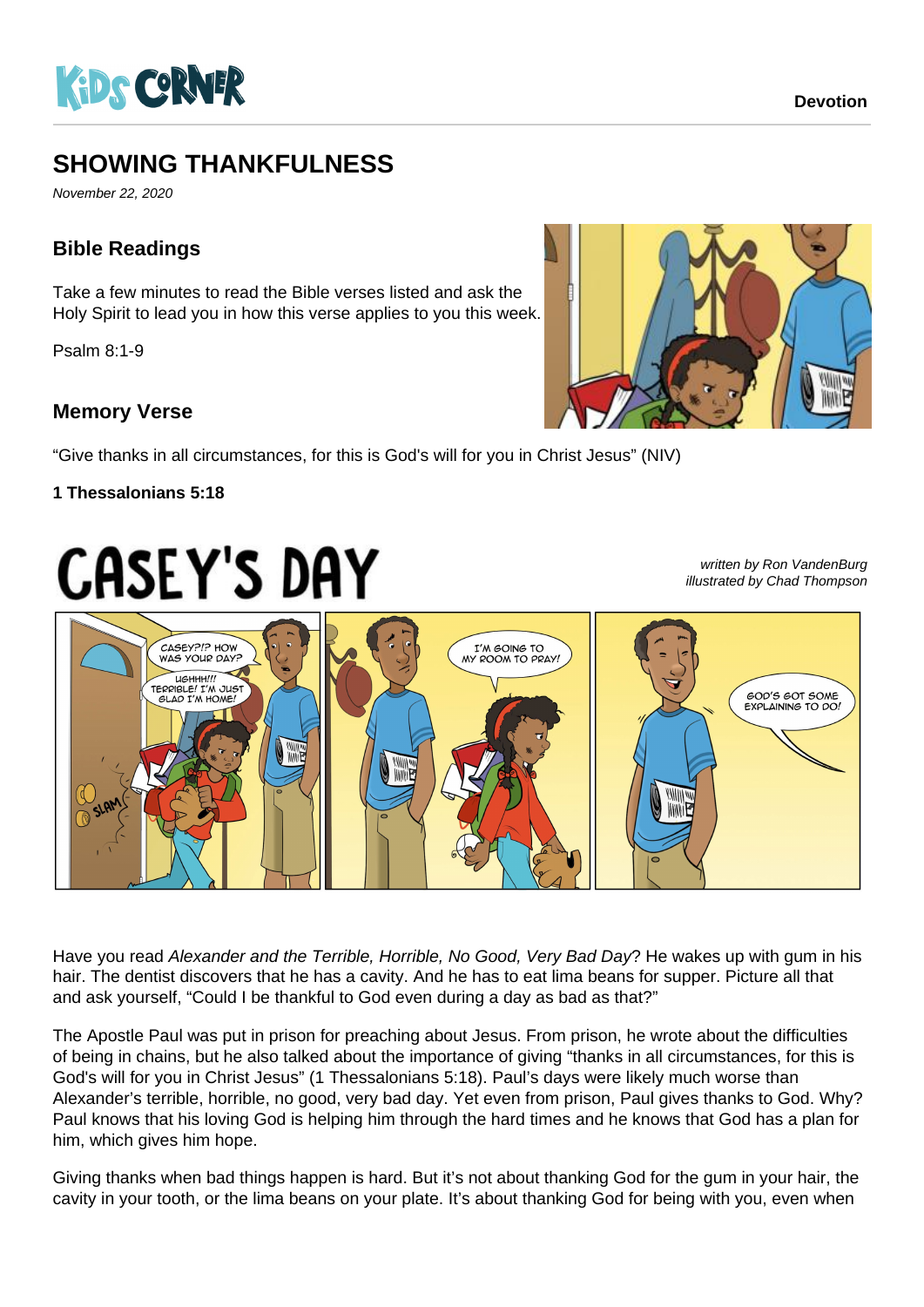Devotion

# SHOWING THANKFULNESS

*November 22, 2020*

## Bible Readings

Take a few minutes to read the Bible verses listed and ask the Holy Spirit to lead you in how this verse applies to you this week.

Psalm 8:1-9

## Memory Verse

"Give thanks in all circumstances, for this is God's will for you in Christ Jesus" (NIV)

**1 Thessalonians 5:18**

# CASEY'S DAY

*written by Ron VandenBurg*
*illustrated by Chad Thompson*

Have you read *Alexander and the Terrible, Horrible, No Good, Very Bad Day*? He wakes up with gum in his hair. The dentist discovers that he has a cavity. And he has to eat lima beans for supper. Picture all that and ask yourself, "Could I be thankful to God even during a day as bad as that?"

The Apostle Paul was put in prison for preaching about Jesus. From prison, he wrote about the difficulties of being in chains, but he also talked about the importance of giving "thanks in all circumstances, for this is God's will for you in Christ Jesus" (1 Thessalonians 5:18). Paul's days were likely much worse than Alexander's terrible, horrible, no good, very bad day. Yet even from prison, Paul gives thanks to God. Why? Paul knows that his loving God is helping him through the hard times and he knows that God has a plan for him, which gives him hope.

Giving thanks when bad things happen is hard. But it's not about thanking God for the gum in your hair, the cavity in your tooth, or the lima beans on your plate. It's about thanking God for being with you, even when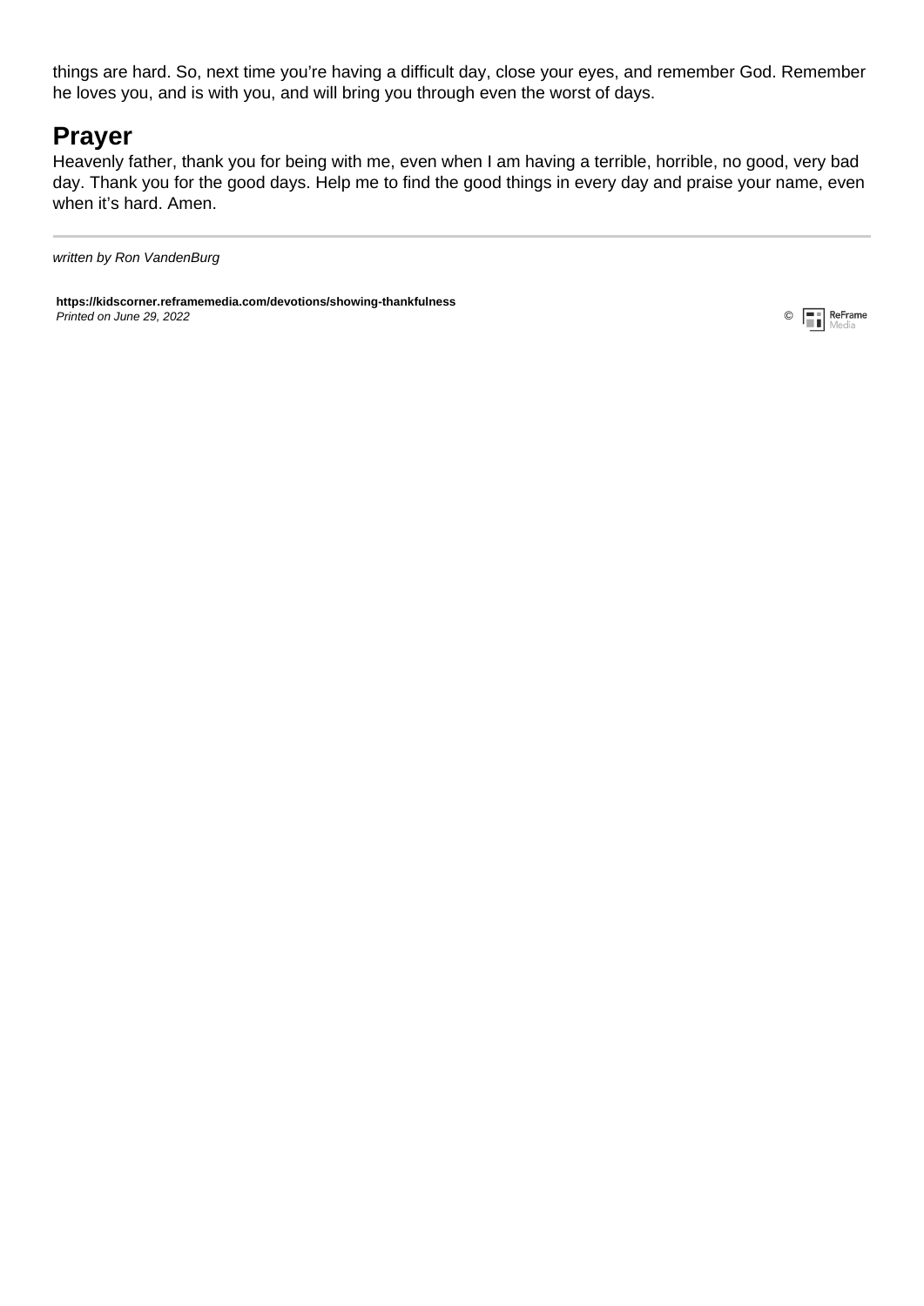things are hard. So, next time you're having a difficult day, close your eyes, and remember God. Remember he loves you, and is with you, and will bring you through even the worst of days.

## Prayer

Heavenly father, thank you for being with me, even when I am having a terrible, horrible, no good, very bad day. Thank you for the good days. Help me to find the good things in every day and praise your name, even when it's hard. Amen.

---

*written by Ron VandenBurg*

**https://kidscorner.reframemedia.com/devotions/showing-thankfulness**
*Printed on June 29, 2022*

© ReFrame Media